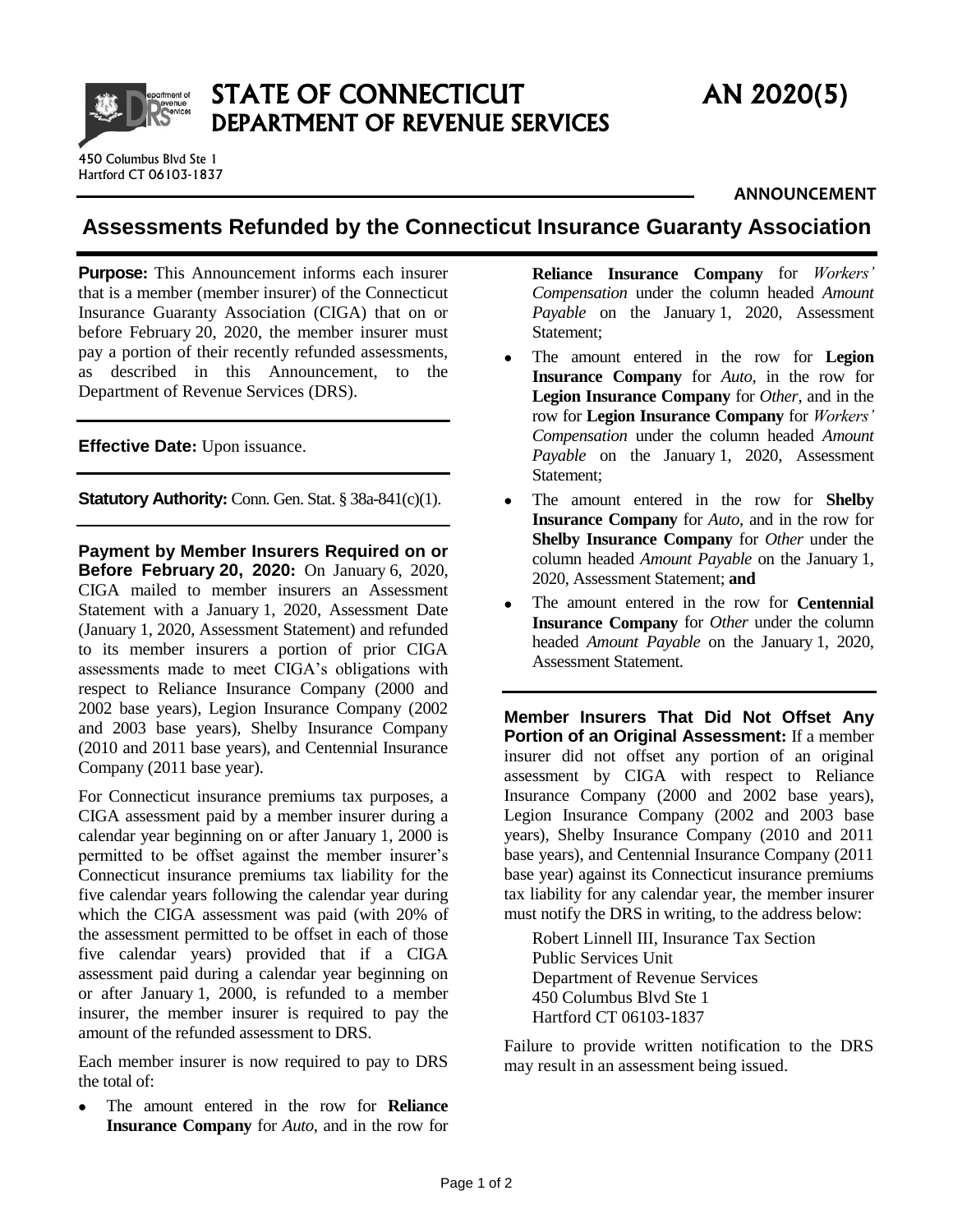# STATE OF CONNECTICUT
## DEPARTMENT OF REVENUE SERVICES

450 Columbus Blvd Ste 1
Hartford CT 06103-1837

**AN 2020(5)**

**ANNOUNCEMENT**

# Assessments Refunded by the Connecticut Insurance Guaranty Association

**Purpose:** This Announcement informs each insurer that is a member (member insurer) of the Connecticut Insurance Guaranty Association (CIGA) that on or before February 20, 2020, the member insurer must pay a portion of their recently refunded assessments, as described in this Announcement, to the Department of Revenue Services (DRS).

**Effective Date:** Upon issuance.

**Statutory Authority:** Conn. Gen. Stat. § 38a-841(c)(1).

**Payment by Member Insurers Required on or Before February 20, 2020:** On January 6, 2020, CIGA mailed to member insurers an Assessment Statement with a January 1, 2020, Assessment Date (January 1, 2020, Assessment Statement) and refunded to its member insurers a portion of prior CIGA assessments made to meet CIGA's obligations with respect to Reliance Insurance Company (2000 and 2002 base years), Legion Insurance Company (2002 and 2003 base years), Shelby Insurance Company (2010 and 2011 base years), and Centennial Insurance Company (2011 base year).

For Connecticut insurance premiums tax purposes, a CIGA assessment paid by a member insurer during a calendar year beginning on or after January 1, 2000 is permitted to be offset against the member insurer's Connecticut insurance premiums tax liability for the five calendar years following the calendar year during which the CIGA assessment was paid (with 20% of the assessment permitted to be offset in each of those five calendar years) provided that if a CIGA assessment paid during a calendar year beginning on or after January 1, 2000, is refunded to a member insurer, the member insurer is required to pay the amount of the refunded assessment to DRS.

Each member insurer is now required to pay to DRS the total of:

- The amount entered in the row for **Reliance Insurance Company** for *Auto*, and in the row for **Reliance Insurance Company** for *Workers' Compensation* under the column headed *Amount Payable* on the January 1, 2020, Assessment Statement;
- The amount entered in the row for **Legion Insurance Company** for *Auto*, in the row for **Legion Insurance Company** for *Other*, and in the row for **Legion Insurance Company** for *Workers' Compensation* under the column headed *Amount Payable* on the January 1, 2020, Assessment Statement;
- The amount entered in the row for **Shelby Insurance Company** for *Auto*, and in the row for **Shelby Insurance Company** for *Other* under the column headed *Amount Payable* on the January 1, 2020, Assessment Statement; **and**
- The amount entered in the row for **Centennial Insurance Company** for *Other* under the column headed *Amount Payable* on the January 1, 2020, Assessment Statement.

**Member Insurers That Did Not Offset Any Portion of an Original Assessment:** If a member insurer did not offset any portion of an original assessment by CIGA with respect to Reliance Insurance Company (2000 and 2002 base years), Legion Insurance Company (2002 and 2003 base years), Shelby Insurance Company (2010 and 2011 base years), and Centennial Insurance Company (2011 base year) against its Connecticut insurance premiums tax liability for any calendar year, the member insurer must notify the DRS in writing, to the address below:

Robert Linnell III, Insurance Tax Section
Public Services Unit
Department of Revenue Services
450 Columbus Blvd Ste 1
Hartford CT 06103-1837

Failure to provide written notification to the DRS may result in an assessment being issued.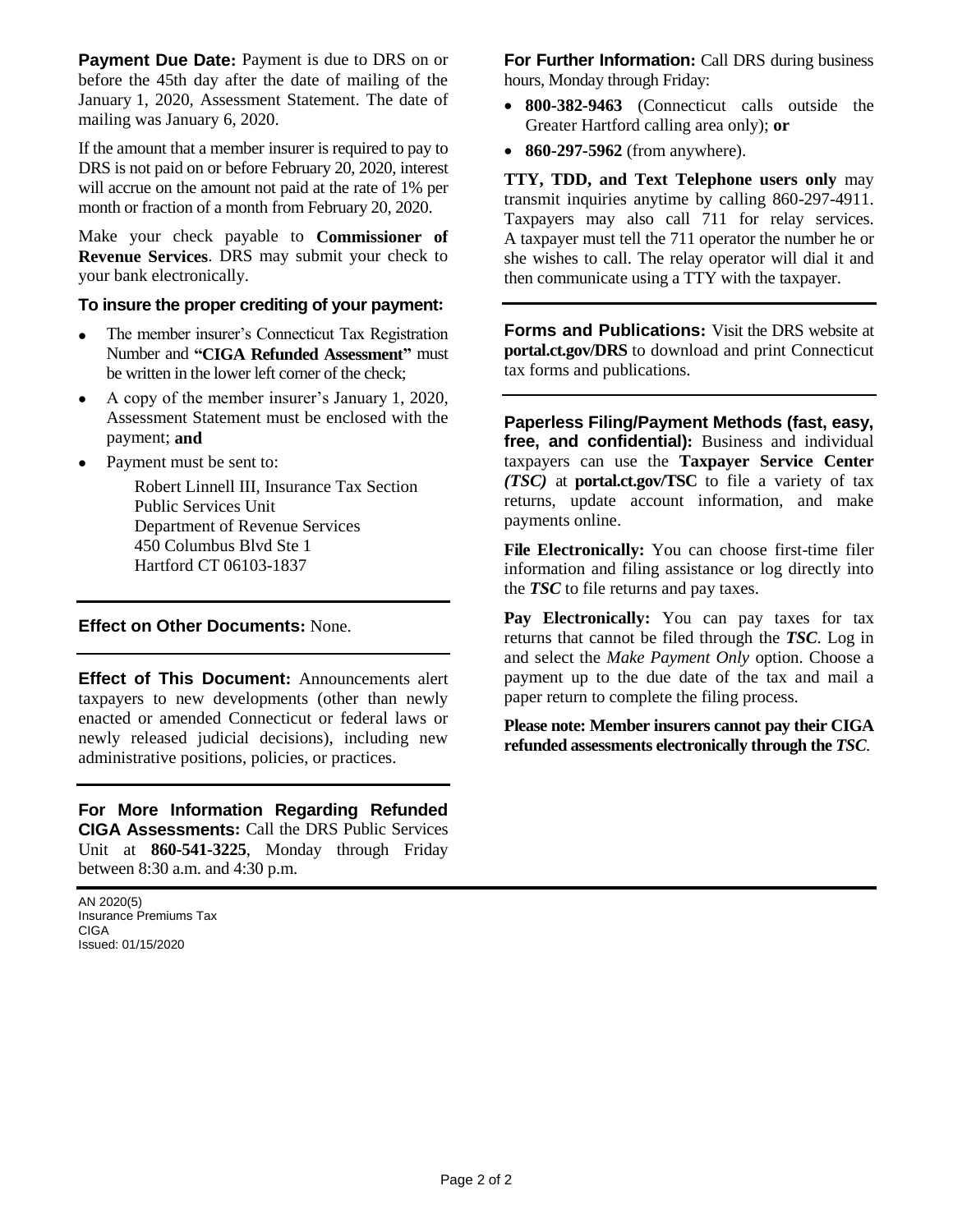**Payment Due Date:** Payment is due to DRS on or before the 45th day after the date of mailing of the January 1, 2020, Assessment Statement. The date of mailing was January 6, 2020.

If the amount that a member insurer is required to pay to DRS is not paid on or before February 20, 2020, interest will accrue on the amount not paid at the rate of 1% per month or fraction of a month from February 20, 2020.

Make your check payable to **Commissioner of Revenue Services**. DRS may submit your check to your bank electronically.

**To insure the proper crediting of your payment:**

- The member insurer's Connecticut Tax Registration Number and **"CIGA Refunded Assessment"** must be written in the lower left corner of the check;
- A copy of the member insurer's January 1, 2020, Assessment Statement must be enclosed with the payment; **and**
- Payment must be sent to:

  Robert Linnell III, Insurance Tax Section
  Public Services Unit
  Department of Revenue Services
  450 Columbus Blvd Ste 1
  Hartford CT 06103-1837

**Effect on Other Documents:** None.

**Effect of This Document:** Announcements alert taxpayers to new developments (other than newly enacted or amended Connecticut or federal laws or newly released judicial decisions), including new administrative positions, policies, or practices.

**For More Information Regarding Refunded CIGA Assessments:** Call the DRS Public Services Unit at **860-541-3225**, Monday through Friday between 8:30 a.m. and 4:30 p.m.

AN 2020(5)
Insurance Premiums Tax
CIGA
Issued: 01/15/2020

**For Further Information:** Call DRS during business hours, Monday through Friday:

- **800-382-9463** (Connecticut calls outside the Greater Hartford calling area only); **or**
- **860-297-5962** (from anywhere).

**TTY, TDD, and Text Telephone users only** may transmit inquiries anytime by calling 860-297-4911. Taxpayers may also call 711 for relay services. A taxpayer must tell the 711 operator the number he or she wishes to call. The relay operator will dial it and then communicate using a TTY with the taxpayer.

**Forms and Publications:** Visit the DRS website at **portal.ct.gov/DRS** to download and print Connecticut tax forms and publications.

**Paperless Filing/Payment Methods (fast, easy, free, and confidential):** Business and individual taxpayers can use the **Taxpayer Service Center *(TSC)*** at **portal.ct.gov/TSC** to file a variety of tax returns, update account information, and make payments online.

**File Electronically:** You can choose first-time filer information and filing assistance or log directly into the ***TSC*** to file returns and pay taxes.

**Pay Electronically:** You can pay taxes for tax returns that cannot be filed through the ***TSC***. Log in and select the *Make Payment Only* option. Choose a payment up to the due date of the tax and mail a paper return to complete the filing process.

**Please note: Member insurers cannot pay their CIGA refunded assessments electronically through the *TSC*.**